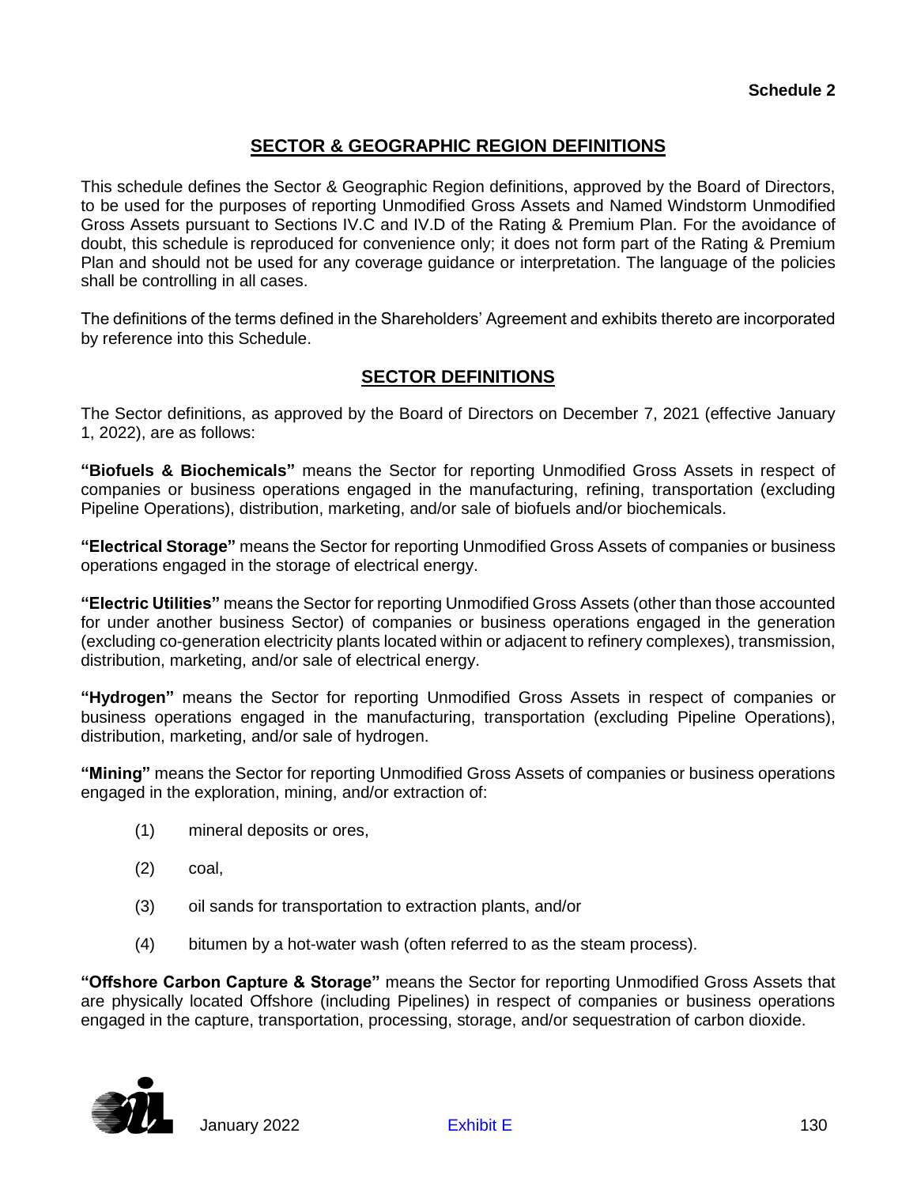**Schedule 2**

## SECTOR & GEOGRAPHIC REGION DEFINITIONS

This schedule defines the Sector & Geographic Region definitions, approved by the Board of Directors, to be used for the purposes of reporting Unmodified Gross Assets and Named Windstorm Unmodified Gross Assets pursuant to Sections IV.C and IV.D of the Rating & Premium Plan. For the avoidance of doubt, this schedule is reproduced for convenience only; it does not form part of the Rating & Premium Plan and should not be used for any coverage guidance or interpretation. The language of the policies shall be controlling in all cases.

The definitions of the terms defined in the Shareholders' Agreement and exhibits thereto are incorporated by reference into this Schedule.

## SECTOR DEFINITIONS

The Sector definitions, as approved by the Board of Directors on December 7, 2021 (effective January 1, 2022), are as follows:

**"Biofuels & Biochemicals"** means the Sector for reporting Unmodified Gross Assets in respect of companies or business operations engaged in the manufacturing, refining, transportation (excluding Pipeline Operations), distribution, marketing, and/or sale of biofuels and/or biochemicals.

**"Electrical Storage"** means the Sector for reporting Unmodified Gross Assets of companies or business operations engaged in the storage of electrical energy.

**"Electric Utilities"** means the Sector for reporting Unmodified Gross Assets (other than those accounted for under another business Sector) of companies or business operations engaged in the generation (excluding co-generation electricity plants located within or adjacent to refinery complexes), transmission, distribution, marketing, and/or sale of electrical energy.

**"Hydrogen"** means the Sector for reporting Unmodified Gross Assets in respect of companies or business operations engaged in the manufacturing, transportation (excluding Pipeline Operations), distribution, marketing, and/or sale of hydrogen.

**"Mining"** means the Sector for reporting Unmodified Gross Assets of companies or business operations engaged in the exploration, mining, and/or extraction of:

(1) mineral deposits or ores,

(2) coal,

(3) oil sands for transportation to extraction plants, and/or

(4) bitumen by a hot-water wash (often referred to as the steam process).

**"Offshore Carbon Capture & Storage"** means the Sector for reporting Unmodified Gross Assets that are physically located Offshore (including Pipelines) in respect of companies or business operations engaged in the capture, transportation, processing, storage, and/or sequestration of carbon dioxide.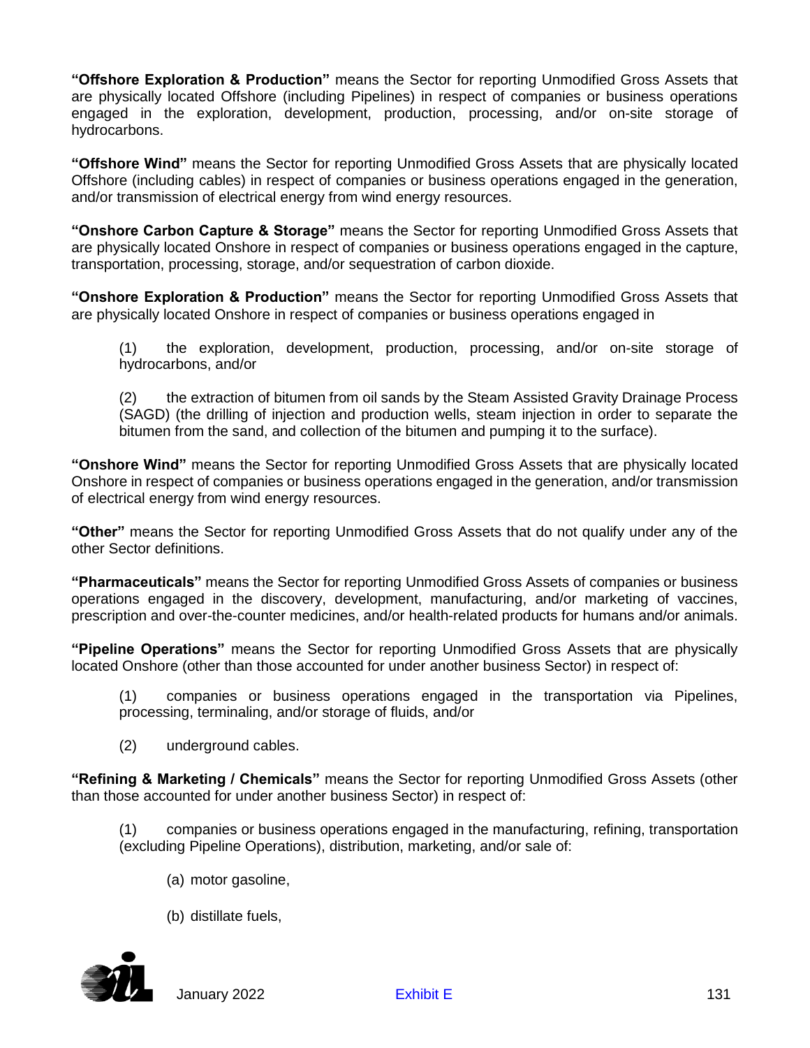**"Offshore Exploration & Production"** means the Sector for reporting Unmodified Gross Assets that are physically located Offshore (including Pipelines) in respect of companies or business operations engaged in the exploration, development, production, processing, and/or on-site storage of hydrocarbons.

**"Offshore Wind"** means the Sector for reporting Unmodified Gross Assets that are physically located Offshore (including cables) in respect of companies or business operations engaged in the generation, and/or transmission of electrical energy from wind energy resources.

**"Onshore Carbon Capture & Storage"** means the Sector for reporting Unmodified Gross Assets that are physically located Onshore in respect of companies or business operations engaged in the capture, transportation, processing, storage, and/or sequestration of carbon dioxide.

**"Onshore Exploration & Production"** means the Sector for reporting Unmodified Gross Assets that are physically located Onshore in respect of companies or business operations engaged in

(1) the exploration, development, production, processing, and/or on-site storage of hydrocarbons, and/or

(2) the extraction of bitumen from oil sands by the Steam Assisted Gravity Drainage Process (SAGD) (the drilling of injection and production wells, steam injection in order to separate the bitumen from the sand, and collection of the bitumen and pumping it to the surface).

**"Onshore Wind"** means the Sector for reporting Unmodified Gross Assets that are physically located Onshore in respect of companies or business operations engaged in the generation, and/or transmission of electrical energy from wind energy resources.

**"Other"** means the Sector for reporting Unmodified Gross Assets that do not qualify under any of the other Sector definitions.

**"Pharmaceuticals"** means the Sector for reporting Unmodified Gross Assets of companies or business operations engaged in the discovery, development, manufacturing, and/or marketing of vaccines, prescription and over-the-counter medicines, and/or health-related products for humans and/or animals.

**"Pipeline Operations"** means the Sector for reporting Unmodified Gross Assets that are physically located Onshore (other than those accounted for under another business Sector) in respect of:

(1) companies or business operations engaged in the transportation via Pipelines, processing, terminaling, and/or storage of fluids, and/or

(2) underground cables.

**"Refining & Marketing / Chemicals"** means the Sector for reporting Unmodified Gross Assets (other than those accounted for under another business Sector) in respect of:

(1) companies or business operations engaged in the manufacturing, refining, transportation (excluding Pipeline Operations), distribution, marketing, and/or sale of:

(a) motor gasoline,

(b) distillate fuels,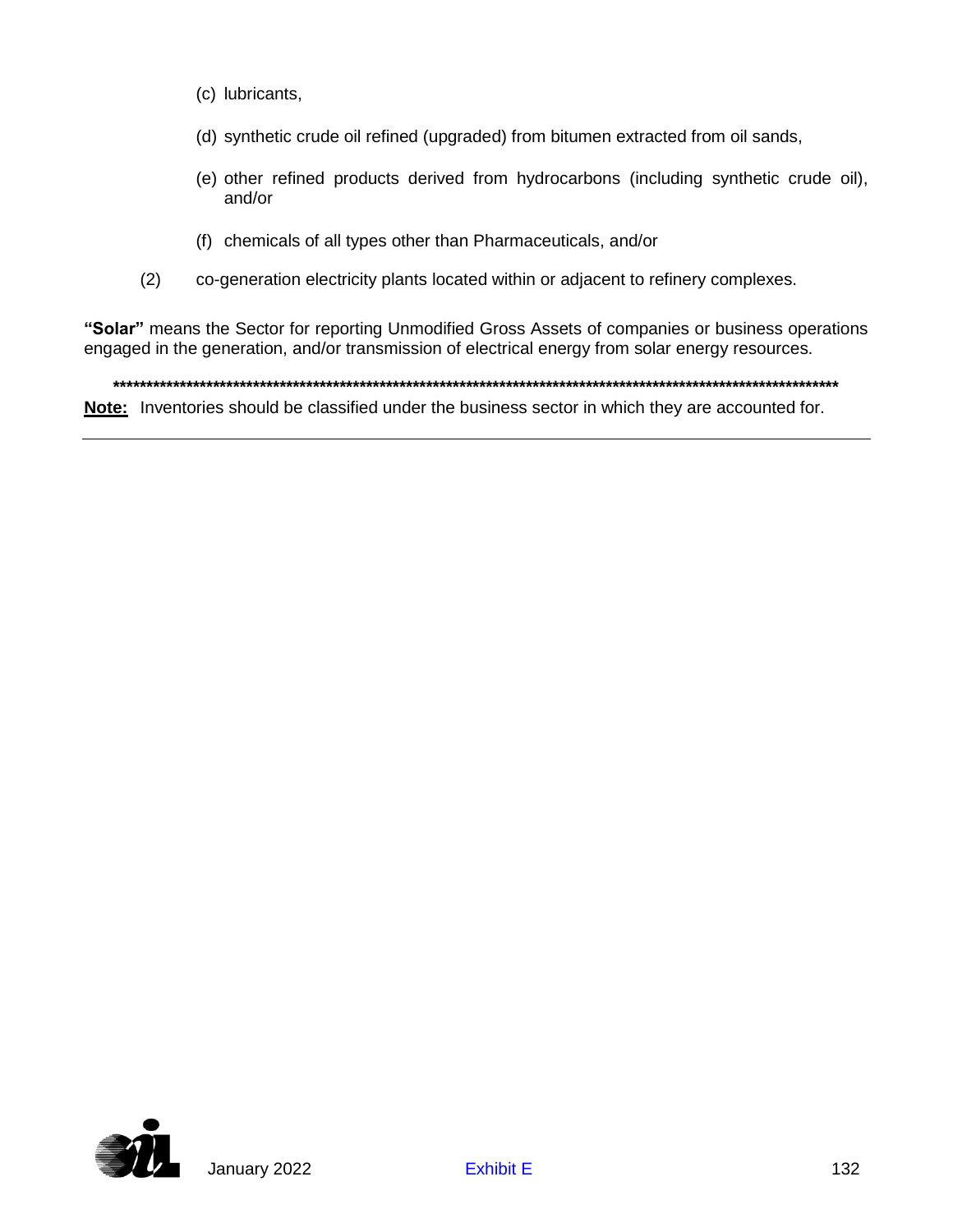(c) lubricants,

(d) synthetic crude oil refined (upgraded) from bitumen extracted from oil sands,

(e) other refined products derived from hydrocarbons (including synthetic crude oil), and/or

(f) chemicals of all types other than Pharmaceuticals, and/or

(2) co-generation electricity plants located within or adjacent to refinery complexes.

**"Solar"** means the Sector for reporting Unmodified Gross Assets of companies or business operations engaged in the generation, and/or transmission of electrical energy from solar energy resources.

**************************************************************************************************************

**Note:** Inventories should be classified under the business sector in which they are accounted for.

---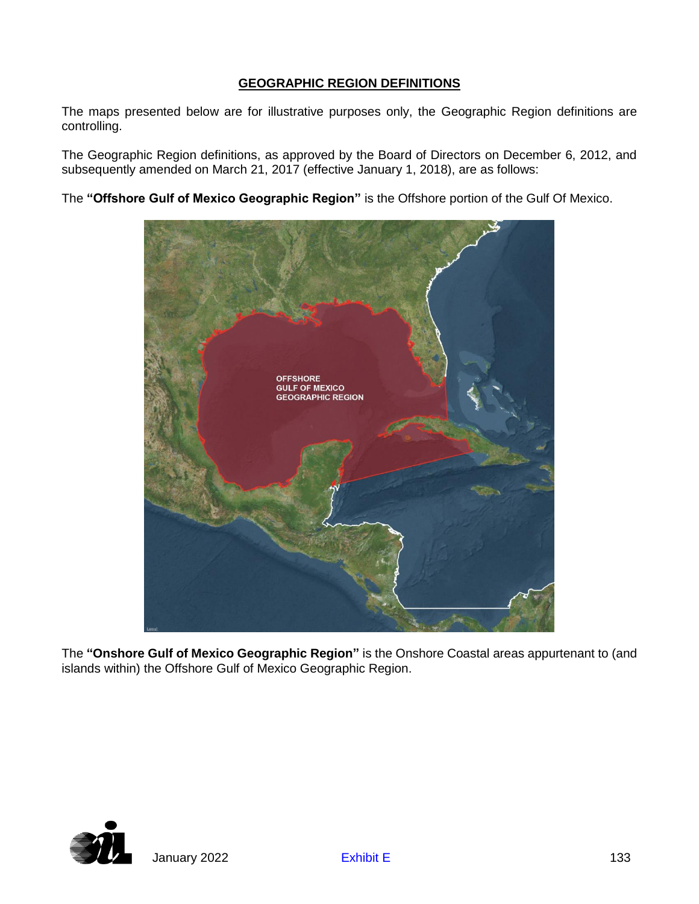## GEOGRAPHIC REGION DEFINITIONS

The maps presented below are for illustrative purposes only, the Geographic Region definitions are controlling.

The Geographic Region definitions, as approved by the Board of Directors on December 6, 2012, and subsequently amended on March 21, 2017 (effective January 1, 2018), are as follows:

The **"Offshore Gulf of Mexico Geographic Region"** is the Offshore portion of the Gulf Of Mexico.

The **"Onshore Gulf of Mexico Geographic Region"** is the Onshore Coastal areas appurtenant to (and islands within) the Offshore Gulf of Mexico Geographic Region.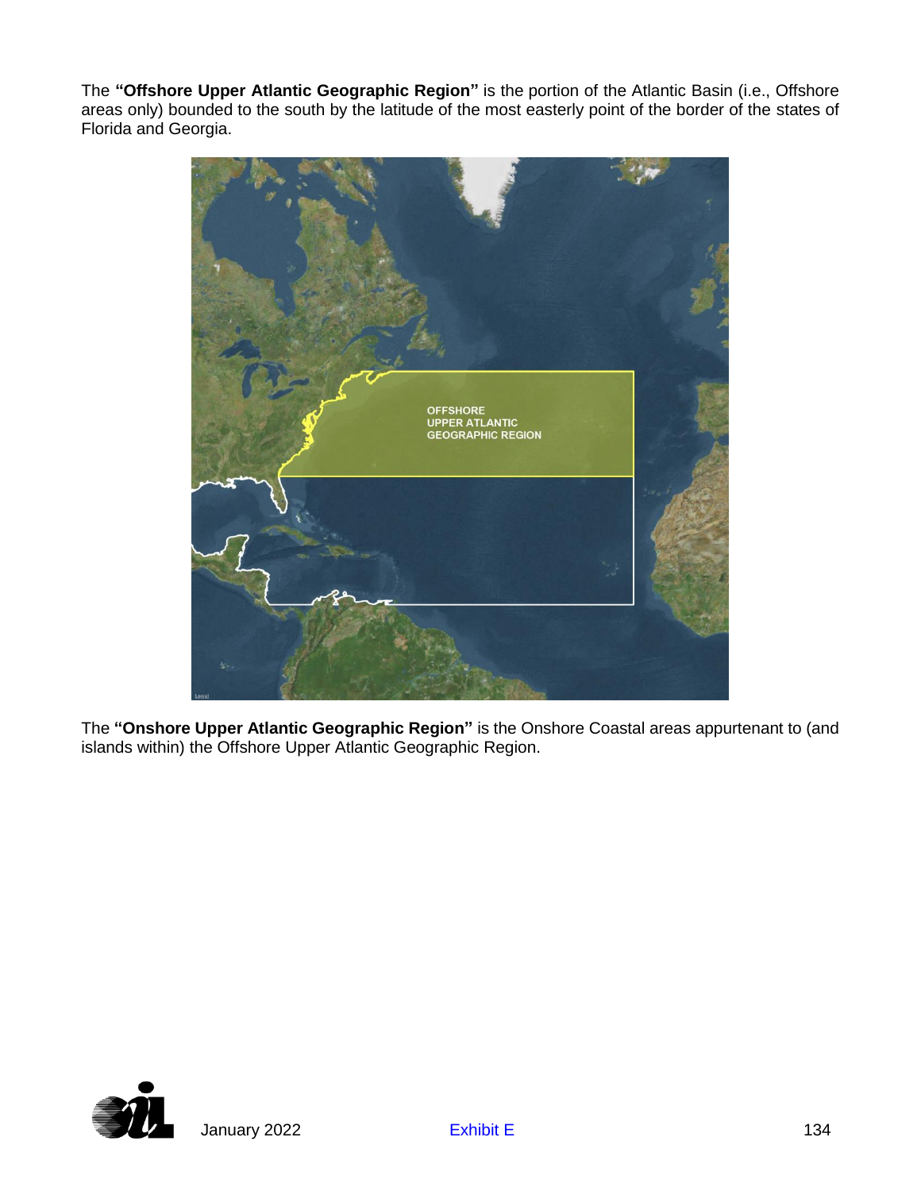The **"Offshore Upper Atlantic Geographic Region"** is the portion of the Atlantic Basin (i.e., Offshore areas only) bounded to the south by the latitude of the most easterly point of the border of the states of Florida and Georgia.

The **"Onshore Upper Atlantic Geographic Region"** is the Onshore Coastal areas appurtenant to (and islands within) the Offshore Upper Atlantic Geographic Region.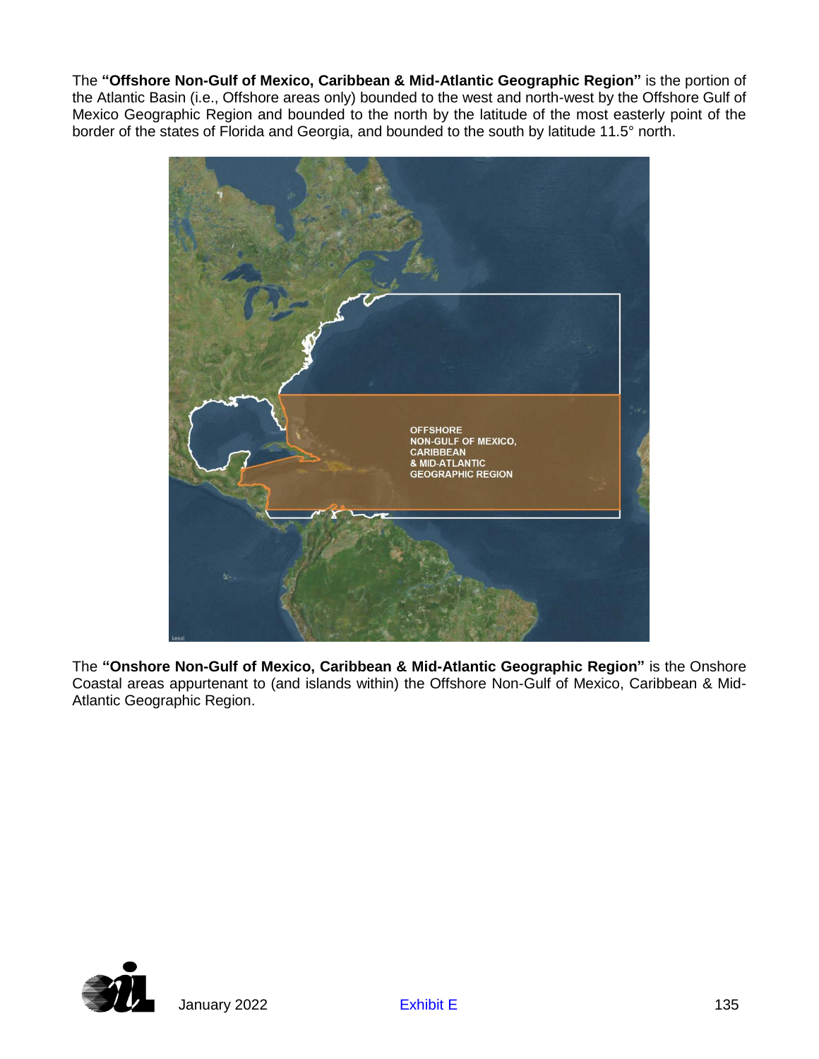The **"Offshore Non-Gulf of Mexico, Caribbean & Mid-Atlantic Geographic Region"** is the portion of the Atlantic Basin (i.e., Offshore areas only) bounded to the west and north-west by the Offshore Gulf of Mexico Geographic Region and bounded to the north by the latitude of the most easterly point of the border of the states of Florida and Georgia, and bounded to the south by latitude 11.5° north.

The **"Onshore Non-Gulf of Mexico, Caribbean & Mid-Atlantic Geographic Region"** is the Onshore Coastal areas appurtenant to (and islands within) the Offshore Non-Gulf of Mexico, Caribbean & Mid-Atlantic Geographic Region.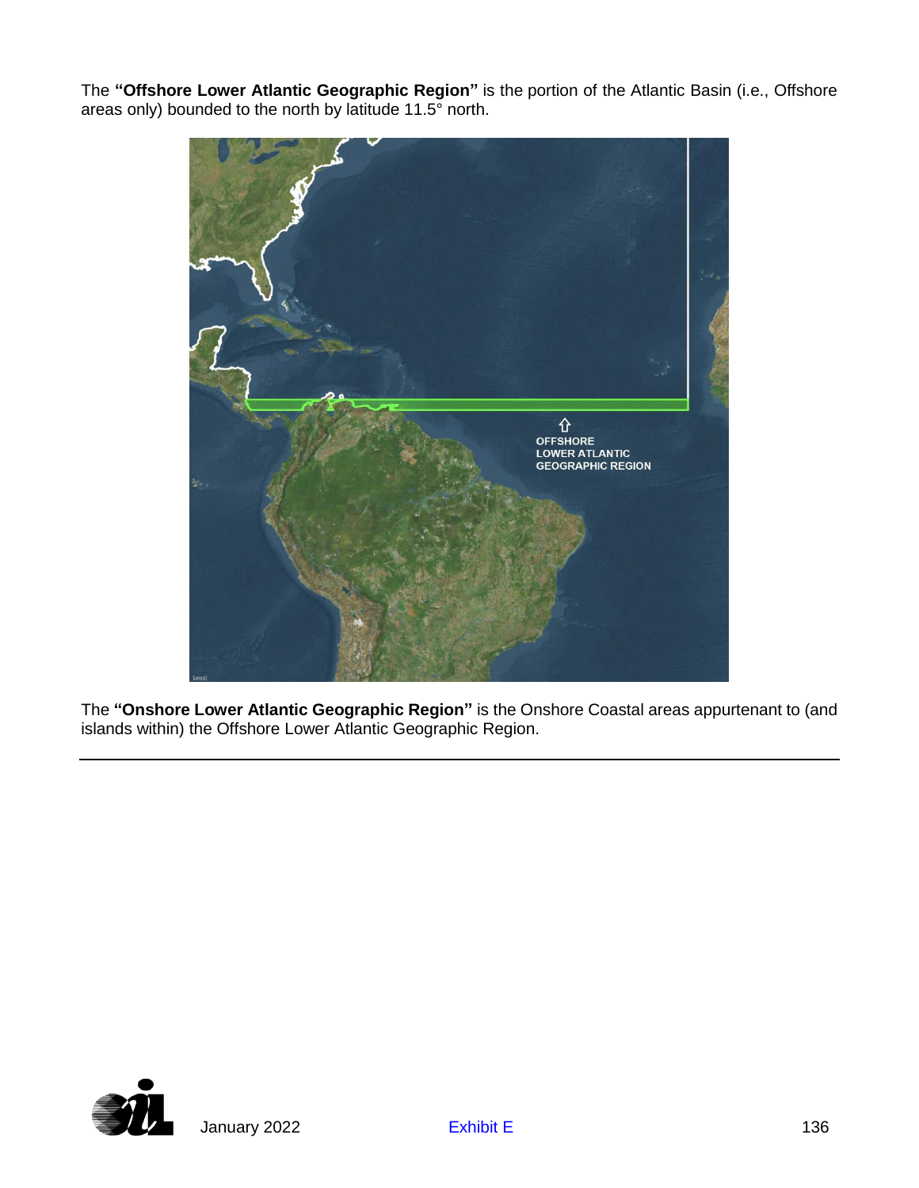The **"Offshore Lower Atlantic Geographic Region"** is the portion of the Atlantic Basin (i.e., Offshore areas only) bounded to the north by latitude 11.5° north.

OFFSHORE
LOWER ATLANTIC
GEOGRAPHIC REGION

The **"Onshore Lower Atlantic Geographic Region"** is the Onshore Coastal areas appurtenant to (and islands within) the Offshore Lower Atlantic Geographic Region.